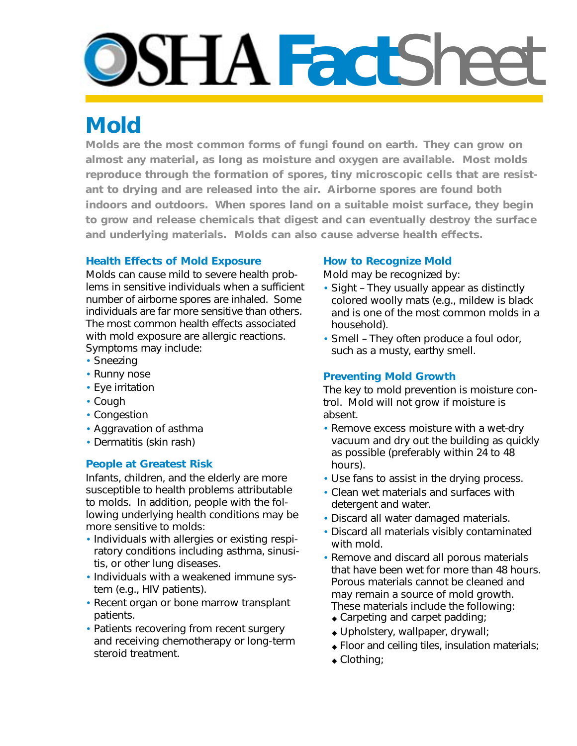# OSHA FactSheet

# Mold

**Molds are the most common forms of fungi found on earth. They can grow on almost any material, as long as moisture and oxygen are available. Most molds reproduce through the formation of spores, tiny microscopic cells that are resistant to drying and are released into the air. Airborne spores are found both indoors and outdoors. When spores land on a suitable moist surface, they begin to grow and release chemicals that digest and can eventually destroy the surface and underlying materials. Molds can also cause adverse health effects.**

### Health Effects of Mold Exposure

Molds can cause mild to severe health problems in sensitive individuals when a sufficient number of airborne spores are inhaled. Some individuals are far more sensitive than others. The most common health effects associated with mold exposure are allergic reactions. Symptoms may include:

- Sneezing
- Runny nose
- Eye irritation
- Cough
- Congestion
- Aggravation of asthma
- Dermatitis (skin rash)

### People at Greatest Risk

Infants, children, and the elderly are more susceptible to health problems attributable to molds. In addition, people with the following underlying health conditions may be more sensitive to molds:

- Individuals with allergies or existing respiratory conditions including asthma, sinusitis, or other lung diseases.
- Individuals with a weakened immune system (e.g., HIV patients).
- Recent organ or bone marrow transplant patients.
- Patients recovering from recent surgery and receiving chemotherapy or long-term steroid treatment.

### How to Recognize Mold

Mold may be recognized by:

- Sight – They usually appear as distinctly colored woolly mats (e.g., mildew is black and is one of the most common molds in a household).
- Smell – They often produce a foul odor, such as a musty, earthy smell.

### Preventing Mold Growth

The key to mold prevention is moisture control. Mold will not grow if moisture is absent.

- Remove excess moisture with a wet-dry vacuum and dry out the building as quickly as possible (preferably within 24 to 48 hours).
- Use fans to assist in the drying process.
- Clean wet materials and surfaces with detergent and water.
- Discard all water damaged materials.
- Discard all materials visibly contaminated with mold.
- Remove and discard all porous materials that have been wet for more than 48 hours. Porous materials cannot be cleaned and may remain a source of mold growth. These materials include the following:
  - Carpeting and carpet padding;
  - Upholstery, wallpaper, drywall;
  - Floor and ceiling tiles, insulation materials;
  - Clothing;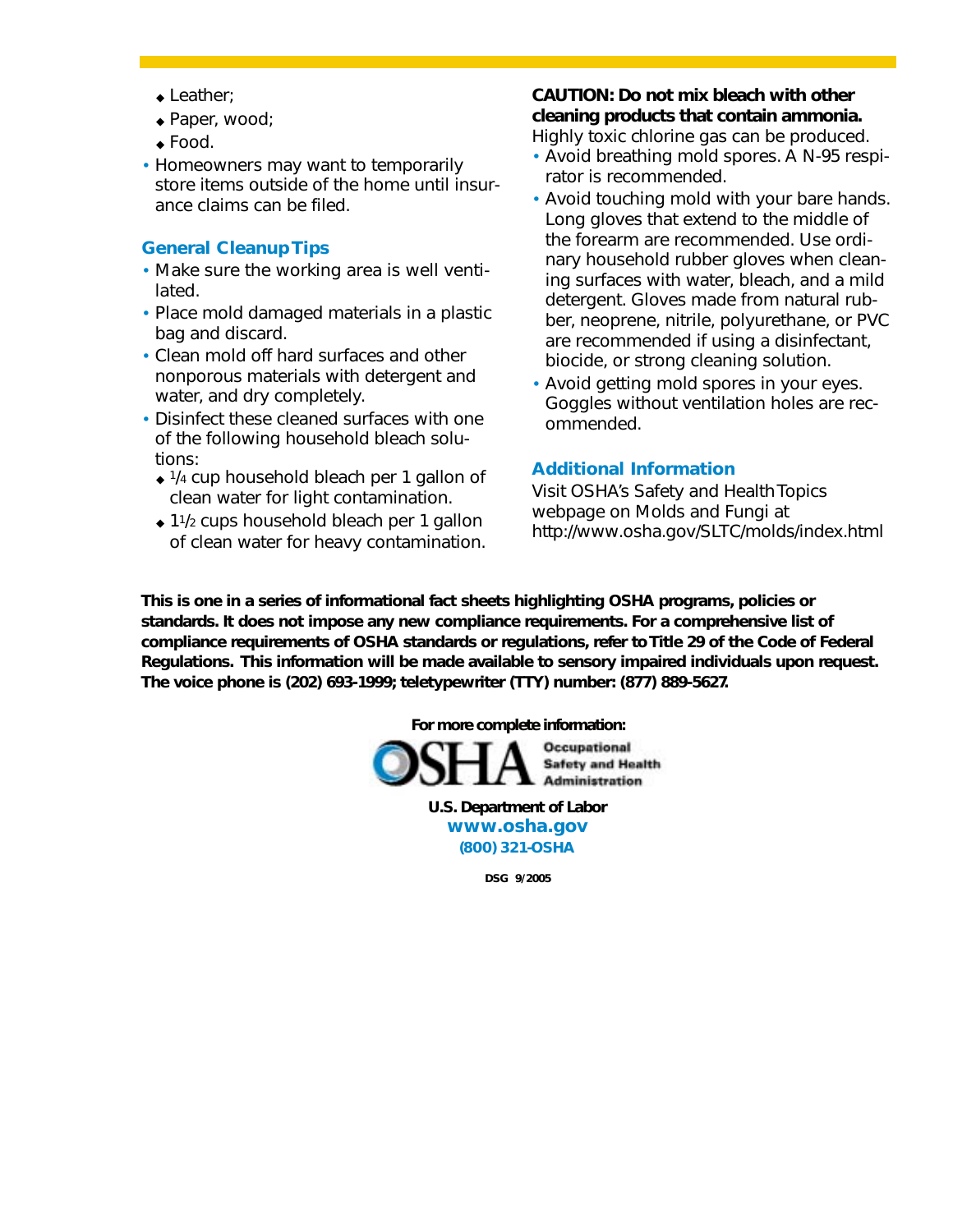- Leather;
- Paper, wood;
- Food.

- Homeowners may want to temporarily store items outside of the home until insurance claims can be filed.

### General Cleanup Tips

- Make sure the working area is well ventilated.
- Place mold damaged materials in a plastic bag and discard.
- Clean mold off hard surfaces and other nonporous materials with detergent and water, and dry completely.
- Disinfect these cleaned surfaces with one of the following household bleach solutions:
  - 1/4 cup household bleach per 1 gallon of clean water for light contamination.
  - 1 1/2 cups household bleach per 1 gallon of clean water for heavy contamination.

**CAUTION: Do not mix bleach with other cleaning products that contain ammonia.** Highly toxic chlorine gas can be produced.

- Avoid breathing mold spores. A N-95 respirator is recommended.
- Avoid touching mold with your bare hands. Long gloves that extend to the middle of the forearm are recommended. Use ordinary household rubber gloves when cleaning surfaces with water, bleach, and a mild detergent. Gloves made from natural rubber, neoprene, nitrile, polyurethane, or PVC are recommended if using a disinfectant, biocide, or strong cleaning solution.
- Avoid getting mold spores in your eyes. Goggles without ventilation holes are recommended.

### Additional Information

Visit OSHA's Safety and Health Topics webpage on Molds and Fungi at http://www.osha.gov/SLTC/molds/index.html

**This is one in a series of informational fact sheets highlighting OSHA programs, policies or standards. It does not impose any new compliance requirements. For a comprehensive list of compliance requirements of OSHA standards or regulations, refer to Title 29 of the Code of Federal Regulations. This information will be made available to sensory impaired individuals upon request. The voice phone is (202) 693-1999; teletypewriter (TTY) number: (877) 889-5627.**

**For more complete information:**

OSHA Occupational Safety and Health Administration

**U.S. Department of Labor**

**www.osha.gov**

**(800) 321-OSHA**

DSG 9/2005